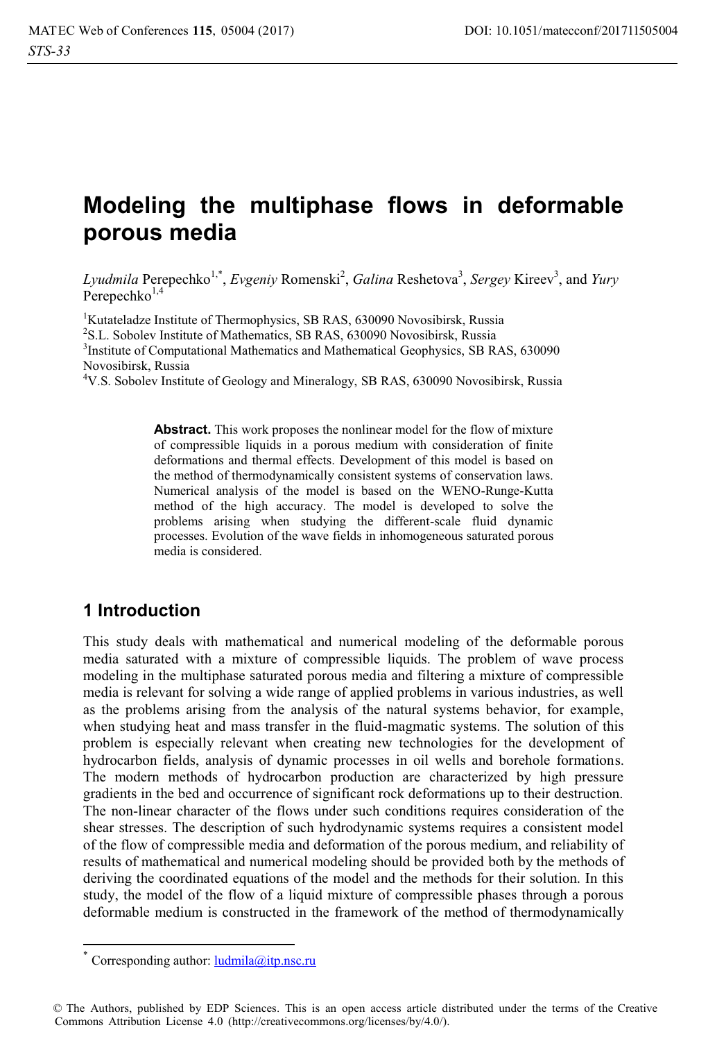# Modeling the multiphase flows in deformable porous media

*Lyudmila* Perepechko[1,*], *Evgeniy* Romenski[2], *Galina* Reshetova[3], *Sergey* Kireev[3], and *Yury* Perepechko[1,4]

[1]Kutateladze Institute of Thermophysics, SB RAS, 630090 Novosibirsk, Russia

[2]S.L. Sobolev Institute of Mathematics, SB RAS, 630090 Novosibirsk, Russia

[3]Institute of Computational Mathematics and Mathematical Geophysics, SB RAS, 630090 Novosibirsk, Russia

[4]V.S. Sobolev Institute of Geology and Mineralogy, SB RAS, 630090 Novosibirsk, Russia

**Abstract.** This work proposes the nonlinear model for the flow of mixture of compressible liquids in a porous medium with consideration of finite deformations and thermal effects. Development of this model is based on the method of thermodynamically consistent systems of conservation laws. Numerical analysis of the model is based on the WENO-Runge-Kutta method of the high accuracy. The model is developed to solve the problems arising when studying the different-scale fluid dynamic processes. Evolution of the wave fields in inhomogeneous saturated porous media is considered.

## 1 Introduction

This study deals with mathematical and numerical modeling of the deformable porous media saturated with a mixture of compressible liquids. The problem of wave process modeling in the multiphase saturated porous media and filtering a mixture of compressible media is relevant for solving a wide range of applied problems in various industries, as well as the problems arising from the analysis of the natural systems behavior, for example, when studying heat and mass transfer in the fluid-magmatic systems. The solution of this problem is especially relevant when creating new technologies for the development of hydrocarbon fields, analysis of dynamic processes in oil wells and borehole formations. The modern methods of hydrocarbon production are characterized by high pressure gradients in the bed and occurrence of significant rock deformations up to their destruction. The non-linear character of the flows under such conditions requires consideration of the shear stresses. The description of such hydrodynamic systems requires a consistent model of the flow of compressible media and deformation of the porous medium, and reliability of results of mathematical and numerical modeling should be provided both by the methods of deriving the coordinated equations of the model and the methods for their solution. In this study, the model of the flow of a liquid mixture of compressible phases through a porous deformable medium is constructed in the framework of the method of thermodynamically

---

[*] Corresponding author: ludmila@itp.nsc.ru

© The Authors, published by EDP Sciences. This is an open access article distributed under the terms of the Creative Commons Attribution License 4.0 (http://creativecommons.org/licenses/by/4.0/).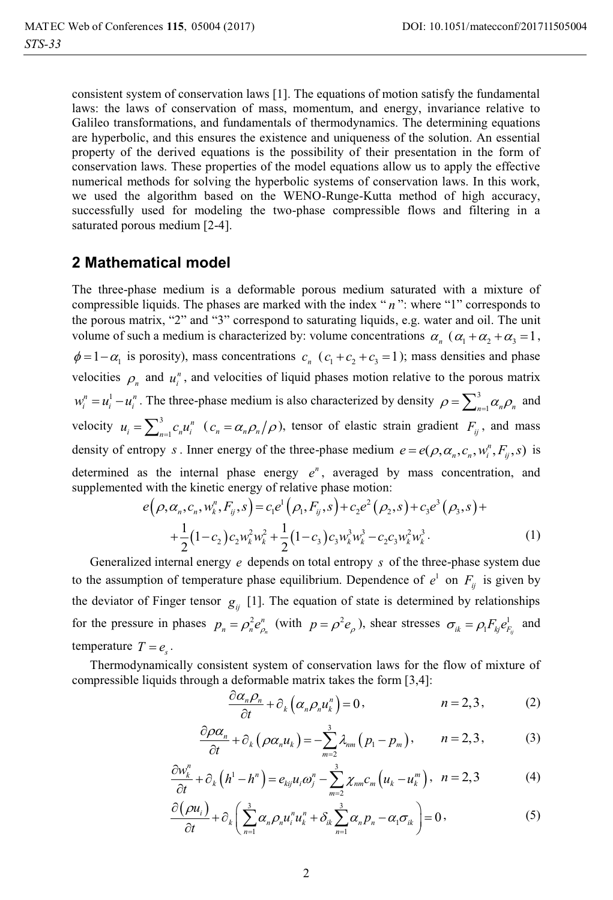consistent system of conservation laws [1]. The equations of motion satisfy the fundamental laws: the laws of conservation of mass, momentum, and energy, invariance relative to Galileo transformations, and fundamentals of thermodynamics. The determining equations are hyperbolic, and this ensures the existence and uniqueness of the solution. An essential property of the derived equations is the possibility of their presentation in the form of conservation laws. These properties of the model equations allow us to apply the effective numerical methods for solving the hyperbolic systems of conservation laws. In this work, we used the algorithm based on the WENO-Runge-Kutta method of high accuracy, successfully used for modeling the two-phase compressible flows and filtering in a saturated porous medium [2-4].

## 2 Mathematical model

The three-phase medium is a deformable porous medium saturated with a mixture of compressible liquids. The phases are marked with the index "$n$": where "1" corresponds to the porous matrix, "2" and "3" correspond to saturating liquids, e.g. water and oil. The unit volume of such a medium is characterized by: volume concentrations $\alpha_n$ ($\alpha_1 + \alpha_2 + \alpha_3 = 1$, $\phi = 1 - \alpha_1$ is porosity), mass concentrations $c_n$ ($c_1 + c_2 + c_3 = 1$); mass densities and phase velocities $\rho_n$ and $u_i^n$, and velocities of liquid phases motion relative to the porous matrix $w_i^n = u_i^1 - u_i^n$. The three-phase medium is also characterized by density $\rho = \sum_{n=1}^{3} \alpha_n \rho_n$ and velocity $u_i = \sum_{n=1}^{3} c_n u_i^n$ ($c_n = \alpha_n \rho_n / \rho$), tensor of elastic strain gradient $F_{ij}$, and mass density of entropy $s$. Inner energy of the three-phase medium $e = e(\rho, \alpha_n, c_n, w_i^n, F_{ij}, s)$ is determined as the internal phase energy $e^n$, averaged by mass concentration, and supplemented with the kinetic energy of relative phase motion:

$$
\begin{aligned}
e\left(\rho, \alpha_n, c_n, w_k^n, F_{ij}, s\right) &= c_1 e^1\left(\rho_1, F_{ij}, s\right) + c_2 e^2\left(\rho_2, s\right) + c_3 e^3\left(\rho_3, s\right) + \\
&+ \frac{1}{2}\left(1 - c_2\right) c_2 w_k^2 w_k^2 + \frac{1}{2}\left(1 - c_3\right) c_3 w_k^3 w_k^3 - c_2 c_3 w_k^2 w_k^3 .
\end{aligned}
\tag{1}
$$

Generalized internal energy $e$ depends on total entropy $s$ of the three-phase system due to the assumption of temperature phase equilibrium. Dependence of $e^1$ on $F_{ij}$ is given by the deviator of Finger tensor $g_{ij}$ [1]. The equation of state is determined by relationships for the pressure in phases $p_n = \rho_n^2 e_{\rho_n}^n$ (with $p = \rho^2 e_\rho$), shear stresses $\sigma_{ik} = \rho_1 F_{kj} e_{F_{ij}}^1$ and temperature $T = e_s$.

Thermodynamically consistent system of conservation laws for the flow of mixture of compressible liquids through a deformable matrix takes the form [3,4]:

$$
\frac{\partial \alpha_n \rho_n}{\partial t} + \partial_k\left(\alpha_n \rho_n u_k^n\right) = 0, \qquad n = 2,3, \tag{2}
$$

$$
\frac{\partial \rho \alpha_n}{\partial t} + \partial_k\left(\rho \alpha_n u_k\right) = -\sum_{m=2}^{3} \lambda_{nm}\left(p_1 - p_m\right), \qquad n = 2,3, \tag{3}
$$

$$
\frac{\partial w_k^n}{\partial t} + \partial_k\left(h^1 - h^n\right) = e_{kij} u_i \omega_j^n - \sum_{m=2}^{3} \chi_{nm} c_m \left(u_k - u_k^m\right), \quad n = 2,3 \tag{4}
$$

$$
\frac{\partial\left(\rho u_i\right)}{\partial t} + \partial_k\left(\sum_{n=1}^{3} \alpha_n \rho_n u_i^n u_k^n + \delta_{ik} \sum_{n=1}^{3} \alpha_n p_n - \alpha_1 \sigma_{ik}\right) = 0, \tag{5}
$$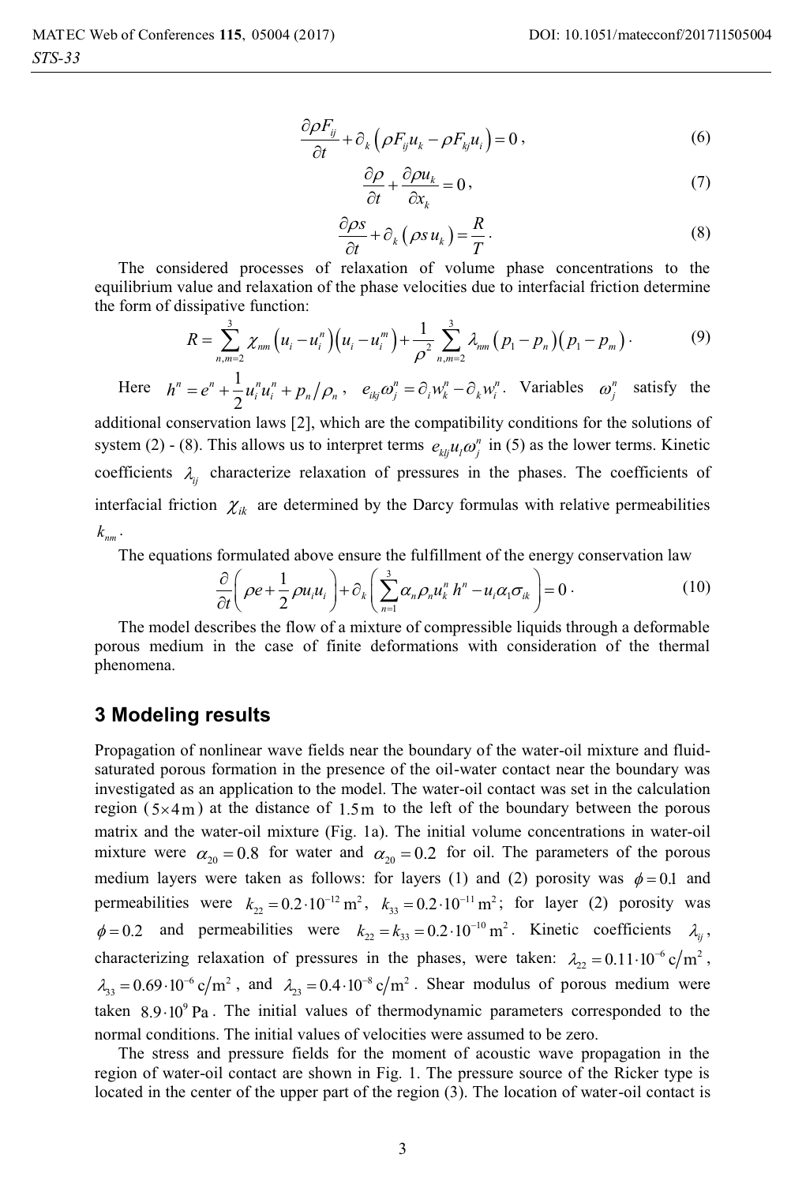$$\frac{\partial \rho F_{ij}}{\partial t} + \partial_k \left( \rho F_{ij} u_k - \rho F_{kj} u_i \right) = 0 , \tag{6}$$

$$\frac{\partial \rho}{\partial t} + \frac{\partial \rho u_k}{\partial x_k} = 0 , \tag{7}$$

$$\frac{\partial \rho s}{\partial t} + \partial_k \left( \rho s u_k \right) = \frac{R}{T} . \tag{8}$$

The considered processes of relaxation of volume phase concentrations to the equilibrium value and relaxation of the phase velocities due to interfacial friction determine the form of dissipative function:

$$R = \sum_{n,m=2}^{3} \chi_{nm} \left( u_i - u_i^n \right) \left( u_i - u_i^m \right) + \frac{1}{\rho^2} \sum_{n,m=2}^{3} \lambda_{nm} \left( p_1 - p_n \right) \left( p_1 - p_m \right) . \tag{9}$$

Here $h^n = e^n + \frac{1}{2} u_i^n u_i^n + p_n / \rho_n$, $e_{ikj} \omega_j^n = \partial_i w_k^n - \partial_k w_i^n$. Variables $\omega_j^n$ satisfy the additional conservation laws [2], which are the compatibility conditions for the solutions of system (2) - (8). This allows us to interpret terms $e_{klj} u_l \omega_j^n$ in (5) as the lower terms. Kinetic coefficients $\lambda_{ij}$ characterize relaxation of pressures in the phases. The coefficients of interfacial friction $\chi_{ik}$ are determined by the Darcy formulas with relative permeabilities $k_{nm}$.

The equations formulated above ensure the fulfillment of the energy conservation law

$$\frac{\partial}{\partial t} \left( \rho e + \frac{1}{2} \rho u_i u_i \right) + \partial_k \left( \sum_{n=1}^{3} \alpha_n \rho_n u_k^n h^n - u_i \alpha_1 \sigma_{ik} \right) = 0 . \tag{10}$$

The model describes the flow of a mixture of compressible liquids through a deformable porous medium in the case of finite deformations with consideration of the thermal phenomena.

## 3 Modeling results

Propagation of nonlinear wave fields near the boundary of the water-oil mixture and fluid-saturated porous formation in the presence of the oil-water contact near the boundary was investigated as an application to the model. The water-oil contact was set in the calculation region ($5 \times 4\,\mathrm{m}$) at the distance of $1.5\,\mathrm{m}$ to the left of the boundary between the porous matrix and the water-oil mixture (Fig. 1a). The initial volume concentrations in water-oil mixture were $\alpha_{20} = 0.8$ for water and $\alpha_{20} = 0.2$ for oil. The parameters of the porous medium layers were taken as follows: for layers (1) and (2) porosity was $\phi = 0.1$ and permeabilities were $k_{22} = 0.2 \cdot 10^{-12}\,\mathrm{m}^2$, $k_{33} = 0.2 \cdot 10^{-11}\,\mathrm{m}^2$; for layer (2) porosity was $\phi = 0.2$ and permeabilities were $k_{22} = k_{33} = 0.2 \cdot 10^{-10}\,\mathrm{m}^2$. Kinetic coefficients $\lambda_{ij}$, characterizing relaxation of pressures in the phases, were taken: $\lambda_{22} = 0.11 \cdot 10^{-6}\,\mathrm{c/m}^2$, $\lambda_{33} = 0.69 \cdot 10^{-6}\,\mathrm{c/m}^2$, and $\lambda_{23} = 0.4 \cdot 10^{-8}\,\mathrm{c/m}^2$. Shear modulus of porous medium were taken $8.9 \cdot 10^9\,\mathrm{Pa}$. The initial values of thermodynamic parameters corresponded to the normal conditions. The initial values of velocities were assumed to be zero.

The stress and pressure fields for the moment of acoustic wave propagation in the region of water-oil contact are shown in Fig. 1. The pressure source of the Ricker type is located in the center of the upper part of the region (3). The location of water-oil contact is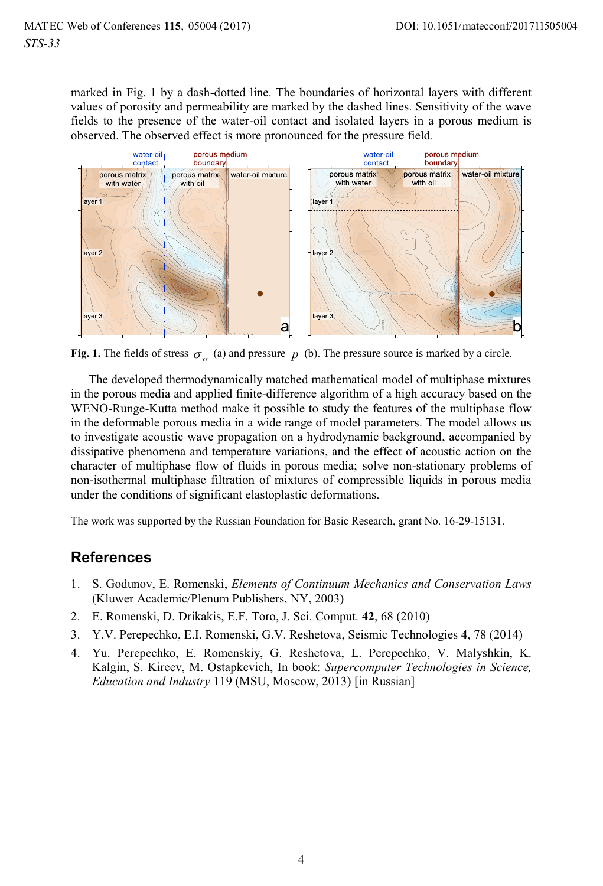marked in Fig. 1 by a dash-dotted line. The boundaries of horizontal layers with different values of porosity and permeability are marked by the dashed lines. Sensitivity of the wave fields to the presence of the water-oil contact and isolated layers in a porous medium is observed. The observed effect is more pronounced for the pressure field.

water-oil contact
porous medium boundary
porous matrix with water
porous matrix with oil
water-oil mixture
layer 1
layer 2
layer 3
a

water-oil contact
porous medium boundary
porous matrix with water
porous matrix with oil
water-oil mixture
layer 1
layer 2
layer 3
b

**Fig. 1.** The fields of stress $\sigma_{xx}$ (a) and pressure $p$ (b). The pressure source is marked by a circle.

The developed thermodynamically matched mathematical model of multiphase mixtures in the porous media and applied finite-difference algorithm of a high accuracy based on the WENO-Runge-Kutta method make it possible to study the features of the multiphase flow in the deformable porous media in a wide range of model parameters. The model allows us to investigate acoustic wave propagation on a hydrodynamic background, accompanied by dissipative phenomena and temperature variations, and the effect of acoustic action on the character of multiphase flow of fluids in porous media; solve non-stationary problems of non-isothermal multiphase filtration of mixtures of compressible liquids in porous media under the conditions of significant elastoplastic deformations.

The work was supported by the Russian Foundation for Basic Research, grant No. 16-29-15131.

## References

1. S. Godunov, E. Romenski, *Elements of Continuum Mechanics and Conservation Laws* (Kluwer Academic/Plenum Publishers, NY, 2003)
2. E. Romenski, D. Drikakis, E.F. Toro, J. Sci. Comput. **42**, 68 (2010)
3. Y.V. Perepechko, E.I. Romenski, G.V. Reshetova, Seismic Technologies **4**, 78 (2014)
4. Yu. Perepechko, E. Romenskiy, G. Reshetova, L. Perepechko, V. Malyshkin, K. Kalgin, S. Kireev, M. Ostapkevich, In book: *Supercomputer Technologies in Science, Education and Industry* 119 (MSU, Moscow, 2013) [in Russian]